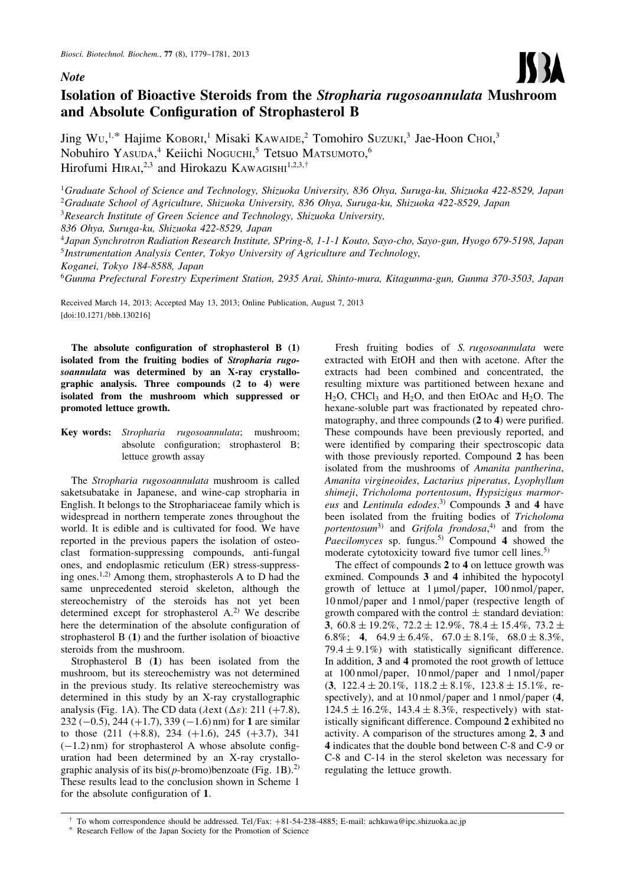*Note*

# Isolation of Bioactive Steroids from the *Stropharia rugosoannulata* Mushroom and Absolute Configuration of Strophasterol B

Jing Wu,[1,*] Hajime Kobori,[1] Misaki Kawaide,[2] Tomohiro Suzuki,[3] Jae-Hoon Choi,[3] Nobuhiro Yasuda,[4] Keiichi Noguchi,[5] Tetsuo Matsumoto,[6] Hirofumi Hirai,[2,3] and Hirokazu Kawagishi[1,2,3,†]

[1] *Graduate School of Science and Technology, Shizuoka University, 836 Ohya, Suruga-ku, Shizuoka 422-8529, Japan*
[2] *Graduate School of Agriculture, Shizuoka University, 836 Ohya, Suruga-ku, Shizuoka 422-8529, Japan*
[3] *Research Institute of Green Science and Technology, Shizuoka University, 836 Ohya, Suruga-ku, Shizuoka 422-8529, Japan*
[4] *Japan Synchrotron Radiation Research Institute, SPring-8, 1-1-1 Kouto, Sayo-cho, Sayo-gun, Hyogo 679-5198, Japan*
[5] *Instrumentation Analysis Center, Tokyo University of Agriculture and Technology, Koganei, Tokyo 184-8588, Japan*
[6] *Gunma Prefectural Forestry Experiment Station, 2935 Arai, Shinto-mura, Kitagunma-gun, Gunma 370-3503, Japan*

Received March 14, 2013; Accepted May 13, 2013; Online Publication, August 7, 2013
[doi:10.1271/bbb.130216]

**The absolute configuration of strophasterol B (1) isolated from the fruiting bodies of *Stropharia rugosoannulata* was determined by an X-ray crystallographic analysis. Three compounds (2 to 4) were isolated from the mushroom which suppressed or promoted lettuce growth.**

**Key words:** *Stropharia rugosoannulata*; mushroom; absolute configuration; strophasterol B; lettuce growth assay

The *Stropharia rugosoannulata* mushroom is called saketsubatake in Japanese, and wine-cap stropharia in English. It belongs to the Strophariaceae family which is widespread in northern temperate zones throughout the world. It is edible and is cultivated for food. We have reported in the previous papers the isolation of osteoclast formation-suppressing compounds, anti-fungal ones, and endoplasmic reticulum (ER) stress-suppressing ones.[1,2] Among them, strophasterols A to D had the same unprecedented steroid skeleton, although the stereochemistry of the steroids has not yet been determined except for strophasterol A.[2] We describe here the determination of the absolute configuration of strophasterol B (1) and the further isolation of bioactive steroids from the mushroom.

Strophasterol B (1) has been isolated from the mushroom, but its stereochemistry was not determined in the previous study. Its relative stereochemistry was determined in this study by an X-ray crystallographic analysis (Fig. 1A). The CD data ($\lambda$ext ($\Delta\varepsilon$): 211 (+7.8), 232 (−0.5), 244 (+1.7), 339 (−1.6) nm) for **1** are similar to those (211 (+8.8), 234 (+1.6), 245 (+3.7), 341 (−1.2) nm) for strophasterol A whose absolute configuration had been determined by an X-ray crystallographic analysis of its bis(*p*-bromo)benzoate (Fig. 1B).[2] These results lead to the conclusion shown in Scheme 1 for the absolute configuration of **1**.

Fresh fruiting bodies of *S. rugosoannulata* were extracted with EtOH and then with acetone. After the extracts had been combined and concentrated, the resulting mixture was partitioned between hexane and $H_2O$, $CHCl_3$ and $H_2O$, and then EtOAc and $H_2O$. The hexane-soluble part was fractionated by repeated chromatography, and three compounds (**2** to **4**) were purified. These compounds have been previously reported, and were identified by comparing their spectroscopic data with those previously reported. Compound **2** has been isolated from the mushrooms of *Amanita pantherina*, *Amanita virgineoides*, *Lactarius piperatus*, *Lyophyllum shimeji*, *Tricholoma portentosum*, *Hypsizigus marmoreus* and *Lentinula edodes*.[3] Compounds **3** and **4** have been isolated from the fruiting bodies of *Tricholoma portentosum*[3] and *Grifola frondosa*,[4] and from the *Paecilomyces* sp. fungus.[5] Compound **4** showed the moderate cytotoxicity toward five tumor cell lines.[5]

The effect of compounds **2** to **4** on lettuce growth was exmined. Compounds **3** and **4** inhibited the hypocotyl growth of lettuce at 1 µmol/paper, 100 nmol/paper, 10 nmol/paper and 1 nmol/paper (respective length of growth compared with the control ± standard deviation: **3**, 60.8 ± 19.2%, 72.2 ± 12.9%, 78.4 ± 15.4%, 73.2 ± 6.8%; **4**, 64.9 ± 6.4%, 67.0 ± 8.1%, 68.0 ± 8.3%, 79.4 ± 9.1%) with statistically significant difference. In addition, **3** and **4** promoted the root growth of lettuce at 100 nmol/paper, 10 nmol/paper and 1 nmol/paper (**3**, 122.4 ± 20.1%, 118.2 ± 8.1%, 123.8 ± 15.1%, respectively), and at 10 nmol/paper and 1 nmol/paper (**4**, 124.5 ± 16.2%, 143.4 ± 8.3%, respectively) with statistically significant difference. Compound **2** exhibited no activity. A comparison of the structures among **2**, **3** and **4** indicates that the double bond between C-8 and C-9 or C-8 and C-14 in the sterol skeleton was necessary for regulating the lettuce growth.

† To whom correspondence should be addressed. Tel/Fax: +81-54-238-4885; E-mail: achkawa@ipc.shizuoka.ac.jp
\* Research Fellow of the Japan Society for the Promotion of Science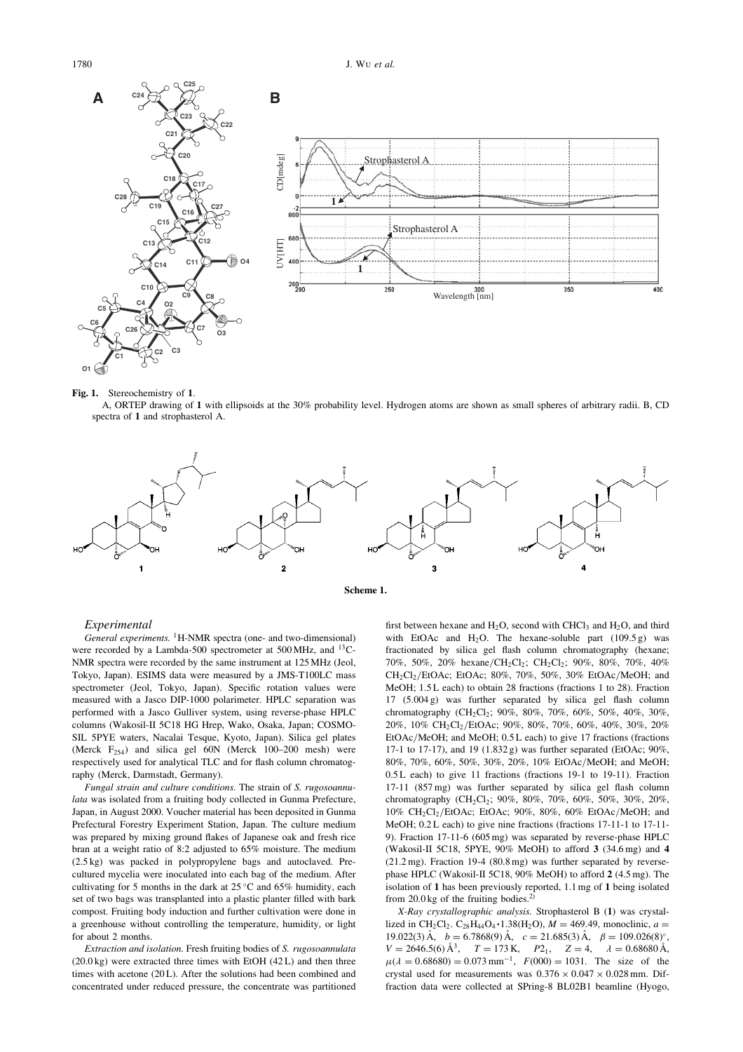**Fig. 1.** Stereochemistry of **1**.

A, ORTEP drawing of **1** with ellipsoids at the 30% probability level. Hydrogen atoms are shown as small spheres of arbitrary radii. B, CD spectra of **1** and strophasterol A.

**Scheme 1.**

### Experimental

*General experiments.* $^1$H-NMR spectra (one- and two-dimensional) were recorded by a Lambda-500 spectrometer at 500 MHz, and $^{13}$C-NMR spectra were recorded by the same instrument at 125 MHz (Jeol, Tokyo, Japan). ESIMS data were measured by a JMS-T100LC mass spectrometer (Jeol, Tokyo, Japan). Specific rotation values were measured with a Jasco DIP-1000 polarimeter. HPLC separation was performed with a Jasco Gulliver system, using reverse-phase HPLC columns (Wakosil-II 5C18 HG Hrep, Wako, Osaka, Japan; COSMOSIL 5PYE waters, Nacalai Tesque, Kyoto, Japan). Silica gel plates (Merck $F_{254}$) and silica gel 60N (Merck 100–200 mesh) were respectively used for analytical TLC and for flash column chromatography (Merck, Darmstadt, Germany).

*Fungal strain and culture conditions.* The strain of *S. rugosoannulata* was isolated from a fruiting body collected in Gunma Prefecture, Japan, in August 2000. Voucher material has been deposited in Gunma Prefectural Forestry Experiment Station, Japan. The culture medium was prepared by mixing ground flakes of Japanese oak and fresh rice bran at a weight ratio of 8:2 adjusted to 65% moisture. The medium (2.5 kg) was packed in polypropylene bags and autoclaved. Precultured mycelia were inoculated into each bag of the medium. After cultivating for 5 months in the dark at 25 °C and 65% humidity, each set of two bags was transplanted into a plastic planter filled with bark compost. Fruiting body induction and further cultivation were done in a greenhouse without controlling the temperature, humidity, or light for about 2 months.

*Extraction and isolation.* Fresh fruiting bodies of *S. rugosoannulata* (20.0 kg) were extracted three times with EtOH (42 L) and then three times with acetone (20 L). After the solutions had been combined and concentrated under reduced pressure, the concentrate was partitioned first between hexane and $H_2O$, second with $CHCl_3$ and $H_2O$, and third with EtOAc and $H_2O$. The hexane-soluble part (109.5 g) was fractionated by silica gel flash column chromatography (hexane; 70%, 50%, 20% hexane/$CH_2Cl_2$; $CH_2Cl_2$; 90%, 80%, 70%, 40% $CH_2Cl_2$/EtOAc; EtOAc; 80%, 70%, 50%, 30% EtOAc/MeOH; and MeOH; 1.5 L each) to obtain 28 fractions (fractions 1 to 28). Fraction 17 (5.004 g) was further separated by silica gel flash column chromatography ($CH_2Cl_2$; 90%, 80%, 70%, 60%, 50%, 40%, 30%, 20%, 10% $CH_2Cl_2$/EtOAc; 90%, 80%, 70%, 60%, 40%, 30%, 20% EtOAc/MeOH; and MeOH; 0.5 L each) to give 17 fractions (fractions 17-1 to 17-17), and 19 (1.832 g) was further separated (EtOAc; 90%, 80%, 70%, 60%, 50%, 30%, 20%, 10% EtOAc/MeOH; and MeOH; 0.5 L each) to give 11 fractions (fractions 19-1 to 19-11). Fraction 17-11 (857 mg) was further separated by silica gel flash column chromatography ($CH_2Cl_2$; 90%, 80%, 70%, 60%, 50%, 30%, 20%, 10% $CH_2Cl_2$/EtOAc; EtOAc; 90%, 80%, 60% EtOAc/MeOH; and MeOH; 0.2 L each) to give nine fractions (fractions 17-11-1 to 17-11-9). Fraction 17-11-6 (605 mg) was separated by reverse-phase HPLC (Wakosil-II 5C18, 5PYE, 90% MeOH) to afford **3** (34.6 mg) and **4** (21.2 mg). Fraction 19-4 (80.8 mg) was further separated by reverse-phase HPLC (Wakosil-II 5C18, 90% MeOH) to afford **2** (4.5 mg). The isolation of **1** has been previously reported, 1.1 mg of **1** being isolated from 20.0 kg of the fruiting bodies.[2]

*X-Ray crystallographic analysis.* Strophasterol B (**1**) was crystallized in $CH_2Cl_2$. $C_{28}H_{44}O_4 \cdot 1.38(H_2O)$, $M = 469.49$, monoclinic, $a = 19.022(3)$ Å, $b = 6.7868(9)$ Å, $c = 21.685(3)$ Å, $\beta = 109.026(8)^\circ$, $V = 2646.5(6)$ Å$^3$, $T = 173$ K, $P2_1$, $Z = 4$, $\lambda = 0.68680$ Å, $\mu(\lambda = 0.68680) = 0.073$ mm$^{-1}$, $F(000) = 1031$. The size of the crystal used for measurements was $0.376 \times 0.047 \times 0.028$ mm. Diffraction data were collected at SPring-8 BL02B1 beamline (Hyogo,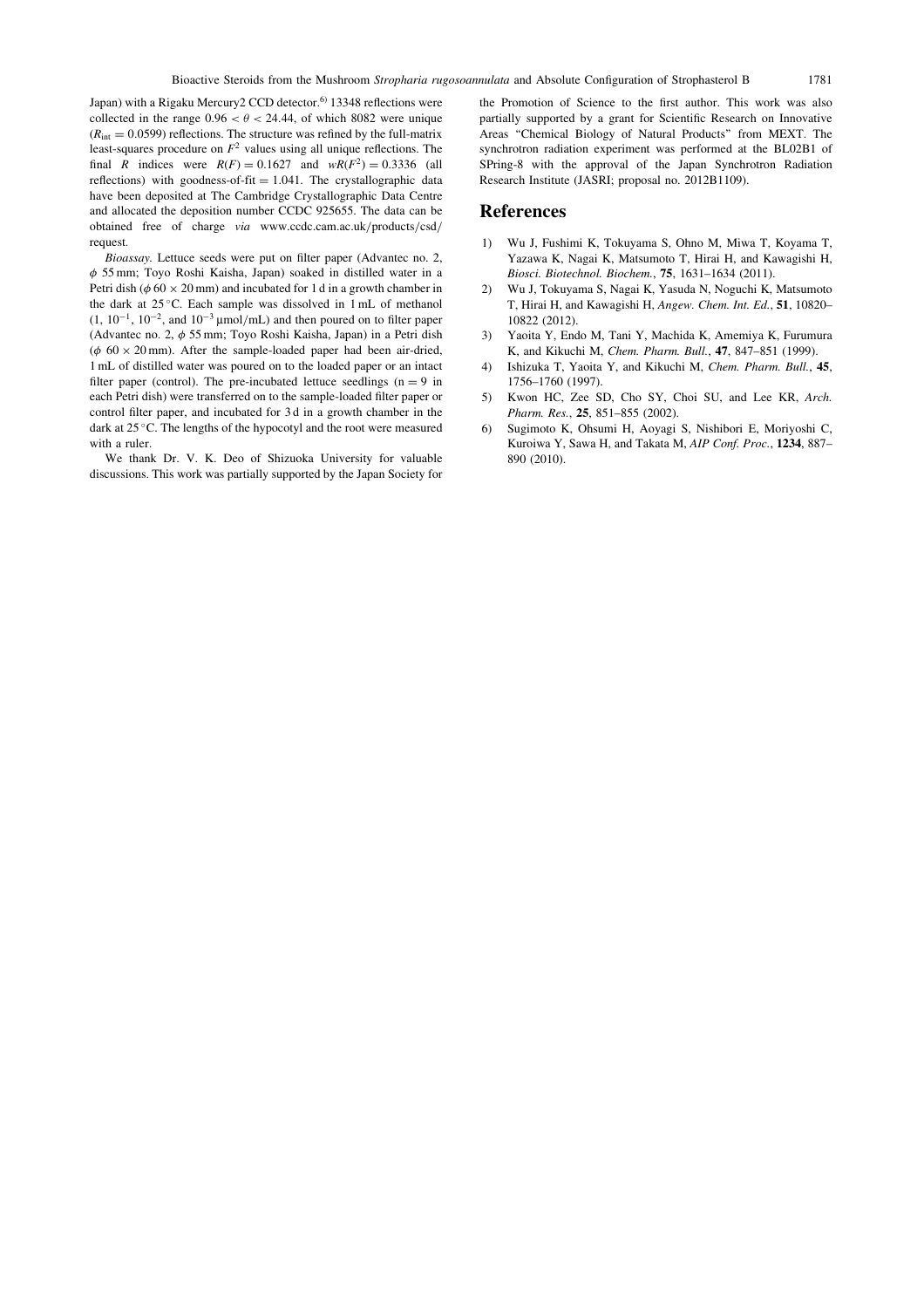Japan) with a Rigaku Mercury2 CCD detector.[6] 13348 reflections were collected in the range $0.96 < \theta < 24.44$, of which 8082 were unique ($R_{int} = 0.0599$) reflections. The structure was refined by the full-matrix least-squares procedure on $F^2$ values using all unique reflections. The final $R$ indices were $R(F) = 0.1627$ and $wR(F^2) = 0.3336$ (all reflections) with goodness-of-fit = 1.041. The crystallographic data have been deposited at The Cambridge Crystallographic Data Centre and allocated the deposition number CCDC 925655. The data can be obtained free of charge *via* www.ccdc.cam.ac.uk/products/csd/request.

*Bioassay.* Lettuce seeds were put on filter paper (Advantec no. 2, $\phi$ 55 mm; Toyo Roshi Kaisha, Japan) soaked in distilled water in a Petri dish ($\phi$ 60 × 20 mm) and incubated for 1 d in a growth chamber in the dark at 25 °C. Each sample was dissolved in 1 mL of methanol (1, $10^{-1}$, $10^{-2}$, and $10^{-3}$ µmol/mL) and then poured on to filter paper (Advantec no. 2, $\phi$ 55 mm; Toyo Roshi Kaisha, Japan) in a Petri dish ($\phi$ 60 × 20 mm). After the sample-loaded paper had been air-dried, 1 mL of distilled water was poured on to the loaded paper or an intact filter paper (control). The pre-incubated lettuce seedlings (n = 9 in each Petri dish) were transferred on to the sample-loaded filter paper or control filter paper, and incubated for 3 d in a growth chamber in the dark at 25 °C. The lengths of the hypocotyl and the root were measured with a ruler.

We thank Dr. V. K. Deo of Shizuoka University for valuable discussions. This work was partially supported by the Japan Society for the Promotion of Science to the first author. This work was also partially supported by a grant for Scientific Research on Innovative Areas "Chemical Biology of Natural Products" from MEXT. The synchrotron radiation experiment was performed at the BL02B1 of SPring-8 with the approval of the Japan Synchrotron Radiation Research Institute (JASRI; proposal no. 2012B1109).

## References

1) Wu J, Fushimi K, Tokuyama S, Ohno M, Miwa T, Koyama T, Yazawa K, Nagai K, Matsumoto T, Hirai H, and Kawagishi H, *Biosci. Biotechnol. Biochem.*, **75**, 1631–1634 (2011).
2) Wu J, Tokuyama S, Nagai K, Yasuda N, Noguchi K, Matsumoto T, Hirai H, and Kawagishi H, *Angew. Chem. Int. Ed.*, **51**, 10820–10822 (2012).
3) Yaoita Y, Endo M, Tani Y, Machida K, Amemiya K, Furumura K, and Kikuchi M, *Chem. Pharm. Bull.*, **47**, 847–851 (1999).
4) Ishizuka T, Yaoita Y, and Kikuchi M, *Chem. Pharm. Bull.*, **45**, 1756–1760 (1997).
5) Kwon HC, Zee SD, Cho SY, Choi SU, and Lee KR, *Arch. Pharm. Res.*, **25**, 851–855 (2002).
6) Sugimoto K, Ohsumi H, Aoyagi S, Nishibori E, Moriyoshi C, Kuroiwa Y, Sawa H, and Takata M, *AIP Conf. Proc.*, **1234**, 887–890 (2010).